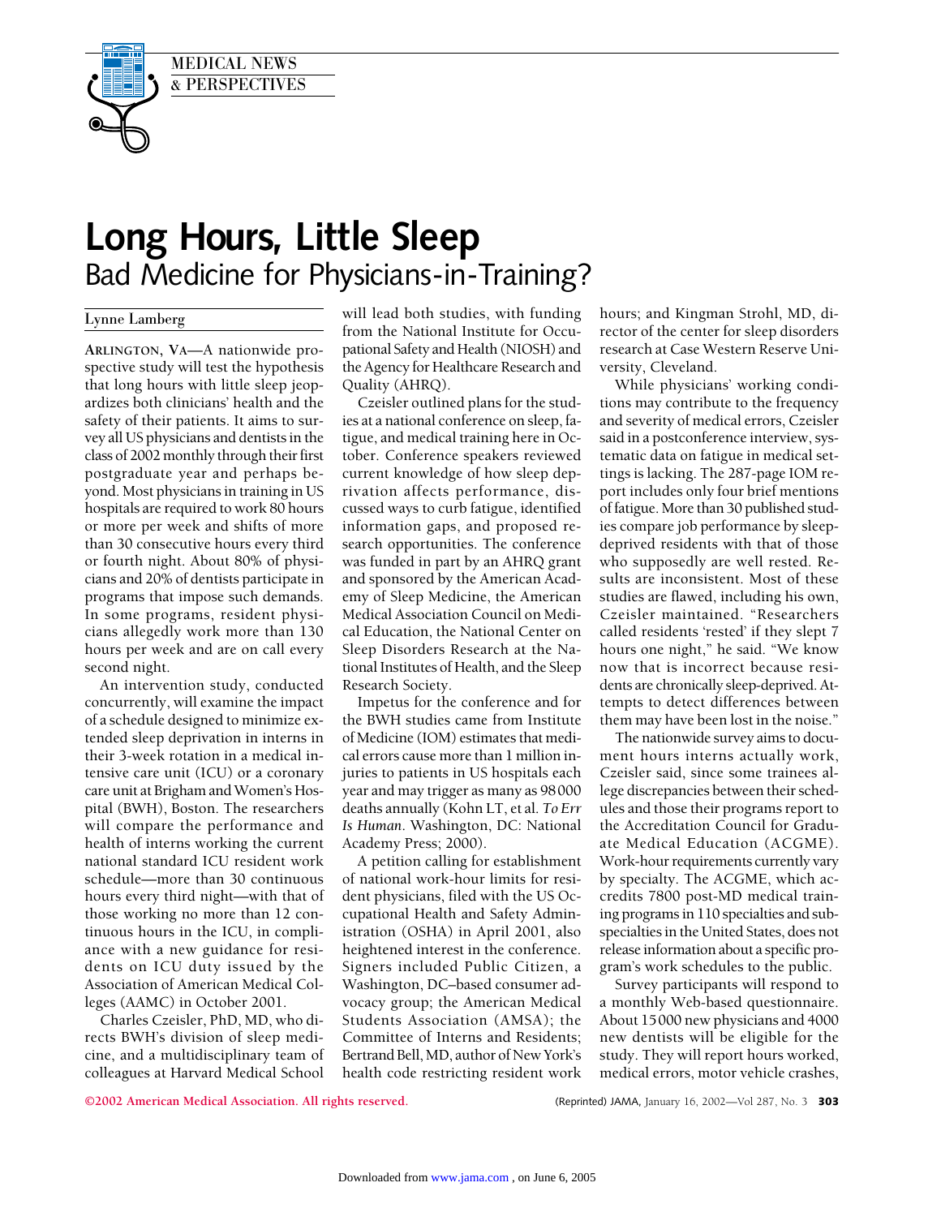MEDICAL NEWS & PERSPECTIVES

# Long Hours, Little Sleep
## Bad Medicine for Physicians-in-Training?

Lynne Lamberg

ARLINGTON, VA—A nationwide prospective study will test the hypothesis that long hours with little sleep jeopardizes both clinicians' health and the safety of their patients. It aims to survey all US physicians and dentists in the class of 2002 monthly through their first postgraduate year and perhaps beyond. Most physicians in training in US hospitals are required to work 80 hours or more per week and shifts of more than 30 consecutive hours every third or fourth night. About 80% of physicians and 20% of dentists participate in programs that impose such demands. In some programs, resident physicians allegedly work more than 130 hours per week and are on call every second night.

An intervention study, conducted concurrently, will examine the impact of a schedule designed to minimize extended sleep deprivation in interns in their 3-week rotation in a medical intensive care unit (ICU) or a coronary care unit at Brigham and Women's Hospital (BWH), Boston. The researchers will compare the performance and health of interns working the current national standard ICU resident work schedule—more than 30 continuous hours every third night—with that of those working no more than 12 continuous hours in the ICU, in compliance with a new guidance for residents on ICU duty issued by the Association of American Medical Colleges (AAMC) in October 2001.

Charles Czeisler, PhD, MD, who directs BWH's division of sleep medicine, and a multidisciplinary team of colleagues at Harvard Medical School will lead both studies, with funding from the National Institute for Occupational Safety and Health (NIOSH) and the Agency for Healthcare Research and Quality (AHRQ).

Czeisler outlined plans for the studies at a national conference on sleep, fatigue, and medical training here in October. Conference speakers reviewed current knowledge of how sleep deprivation affects performance, discussed ways to curb fatigue, identified information gaps, and proposed research opportunities. The conference was funded in part by an AHRQ grant and sponsored by the American Academy of Sleep Medicine, the American Medical Association Council on Medical Education, the National Center on Sleep Disorders Research at the National Institutes of Health, and the Sleep Research Society.

Impetus for the conference and for the BWH studies came from Institute of Medicine (IOM) estimates that medical errors cause more than 1 million injuries to patients in US hospitals each year and may trigger as many as 98 000 deaths annually (Kohn LT, et al. *To Err Is Human*. Washington, DC: National Academy Press; 2000).

A petition calling for establishment of national work-hour limits for resident physicians, filed with the US Occupational Health and Safety Administration (OSHA) in April 2001, also heightened interest in the conference. Signers included Public Citizen, a Washington, DC–based consumer advocacy group; the American Medical Students Association (AMSA); the Committee of Interns and Residents; Bertrand Bell, MD, author of New York's health code restricting resident work hours; and Kingman Strohl, MD, director of the center for sleep disorders research at Case Western Reserve University, Cleveland.

While physicians' working conditions may contribute to the frequency and severity of medical errors, Czeisler said in a postconference interview, systematic data on fatigue in medical settings is lacking. The 287-page IOM report includes only four brief mentions of fatigue. More than 30 published studies compare job performance by sleep-deprived residents with that of those who supposedly are well rested. Results are inconsistent. Most of these studies are flawed, including his own, Czeisler maintained. "Researchers called residents 'rested' if they slept 7 hours one night," he said. "We know now that is incorrect because residents are chronically sleep-deprived. Attempts to detect differences between them may have been lost in the noise."

The nationwide survey aims to document hours interns actually work, Czeisler said, since some trainees allege discrepancies between their schedules and those their programs report to the Accreditation Council for Graduate Medical Education (ACGME). Work-hour requirements currently vary by specialty. The ACGME, which accredits 7800 post-MD medical training programs in 110 specialties and subspecialties in the United States, does not release information about a specific program's work schedules to the public.

Survey participants will respond to a monthly Web-based questionnaire. About 15 000 new physicians and 4000 new dentists will be eligible for the study. They will report hours worked, medical errors, motor vehicle crashes,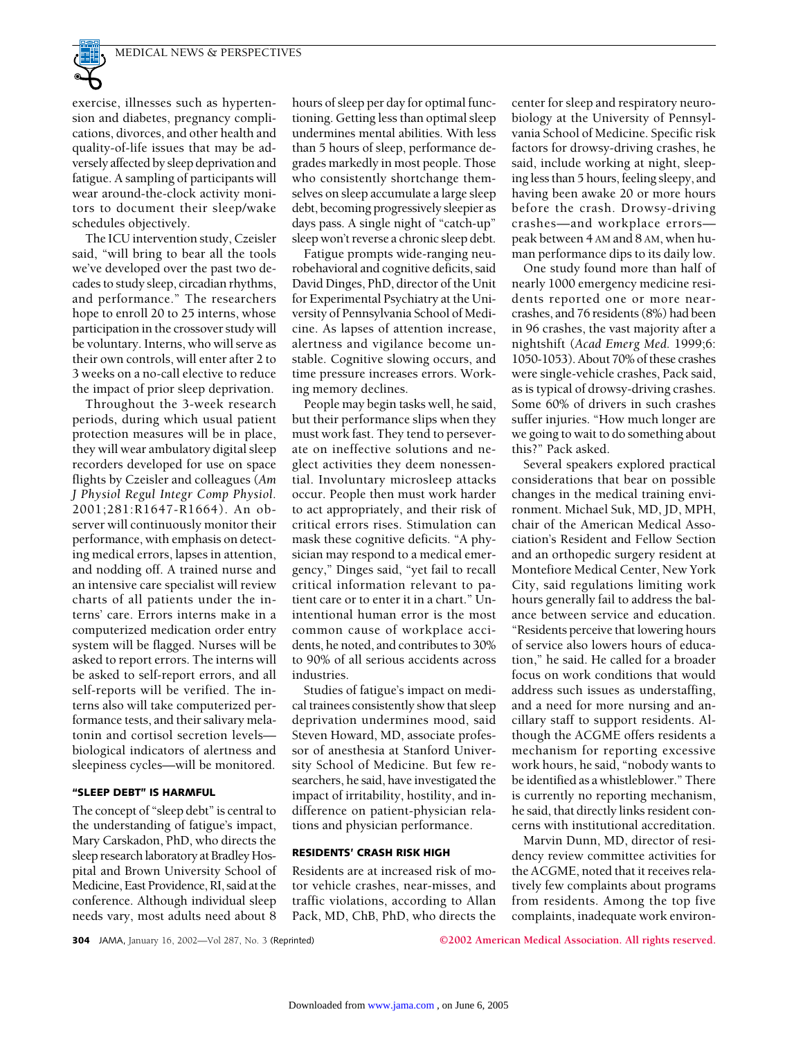exercise, illnesses such as hypertension and diabetes, pregnancy complications, divorces, and other health and quality-of-life issues that may be adversely affected by sleep deprivation and fatigue. A sampling of participants will wear around-the-clock activity monitors to document their sleep/wake schedules objectively.

The ICU intervention study, Czeisler said, "will bring to bear all the tools we've developed over the past two decades to study sleep, circadian rhythms, and performance." The researchers hope to enroll 20 to 25 interns, whose participation in the crossover study will be voluntary. Interns, who will serve as their own controls, will enter after 2 to 3 weeks on a no-call elective to reduce the impact of prior sleep deprivation.

Throughout the 3-week research periods, during which usual patient protection measures will be in place, they will wear ambulatory digital sleep recorders developed for use on space flights by Czeisler and colleagues (*Am J Physiol Regul Integr Comp Physiol.* 2001;281:R1647-R1664). An observer will continuously monitor their performance, with emphasis on detecting medical errors, lapses in attention, and nodding off. A trained nurse and an intensive care specialist will review charts of all patients under the interns' care. Errors interns make in a computerized medication order entry system will be flagged. Nurses will be asked to report errors. The interns will be asked to self-report errors, and all self-reports will be verified. The interns also will take computerized performance tests, and their salivary melatonin and cortisol secretion levels—biological indicators of alertness and sleepiness cycles—will be monitored.

## "SLEEP DEBT" IS HARMFUL

The concept of "sleep debt" is central to the understanding of fatigue's impact, Mary Carskadon, PhD, who directs the sleep research laboratory at Bradley Hospital and Brown University School of Medicine, East Providence, RI, said at the conference. Although individual sleep needs vary, most adults need about 8 hours of sleep per day for optimal functioning. Getting less than optimal sleep undermines mental abilities. With less than 5 hours of sleep, performance degrades markedly in most people. Those who consistently shortchange themselves on sleep accumulate a large sleep debt, becoming progressively sleepier as days pass. A single night of "catch-up" sleep won't reverse a chronic sleep debt.

Fatigue prompts wide-ranging neurobehavioral and cognitive deficits, said David Dinges, PhD, director of the Unit for Experimental Psychiatry at the University of Pennsylvania School of Medicine. As lapses of attention increase, alertness and vigilance become unstable. Cognitive slowing occurs, and time pressure increases errors. Working memory declines.

People may begin tasks well, he said, but their performance slips when they must work fast. They tend to perseverate on ineffective solutions and neglect activities they deem nonessential. Involuntary microsleep attacks occur. People then must work harder to act appropriately, and their risk of critical errors rises. Stimulation can mask these cognitive deficits. "A physician may respond to a medical emergency," Dinges said, "yet fail to recall critical information relevant to patient care or to enter it in a chart." Unintentional human error is the most common cause of workplace accidents, he noted, and contributes to 30% to 90% of all serious accidents across industries.

Studies of fatigue's impact on medical trainees consistently show that sleep deprivation undermines mood, said Steven Howard, MD, associate professor of anesthesia at Stanford University School of Medicine. But few researchers, he said, have investigated the impact of irritability, hostility, and indifference on patient-physician relations and physician performance.

## RESIDENTS' CRASH RISK HIGH

Residents are at increased risk of motor vehicle crashes, near-misses, and traffic violations, according to Allan Pack, MD, ChB, PhD, who directs the center for sleep and respiratory neurobiology at the University of Pennsylvania School of Medicine. Specific risk factors for drowsy-driving crashes, he said, include working at night, sleeping less than 5 hours, feeling sleepy, and having been awake 20 or more hours before the crash. Drowsy-driving crashes—and workplace errors—peak between 4 AM and 8 AM, when human performance dips to its daily low.

One study found more than half of nearly 1000 emergency medicine residents reported one or more near-crashes, and 76 residents (8%) had been in 96 crashes, the vast majority after a nightshift (*Acad Emerg Med.* 1999;6:1050-1053). About 70% of these crashes were single-vehicle crashes, Pack said, as is typical of drowsy-driving crashes. Some 60% of drivers in such crashes suffer injuries. "How much longer are we going to wait to do something about this?" Pack asked.

Several speakers explored practical considerations that bear on possible changes in the medical training environment. Michael Suk, MD, JD, MPH, chair of the American Medical Association's Resident and Fellow Section and an orthopedic surgery resident at Montefiore Medical Center, New York City, said regulations limiting work hours generally fail to address the balance between service and education. "Residents perceive that lowering hours of service also lowers hours of education," he said. He called for a broader focus on work conditions that would address such issues as understaffing, and a need for more nursing and ancillary staff to support residents. Although the ACGME offers residents a mechanism for reporting excessive work hours, he said, "nobody wants to be identified as a whistleblower." There is currently no reporting mechanism, he said, that directly links resident concerns with institutional accreditation.

Marvin Dunn, MD, director of residency review committee activities for the ACGME, noted that it receives relatively few complaints about programs from residents. Among the top five complaints, inadequate work environ-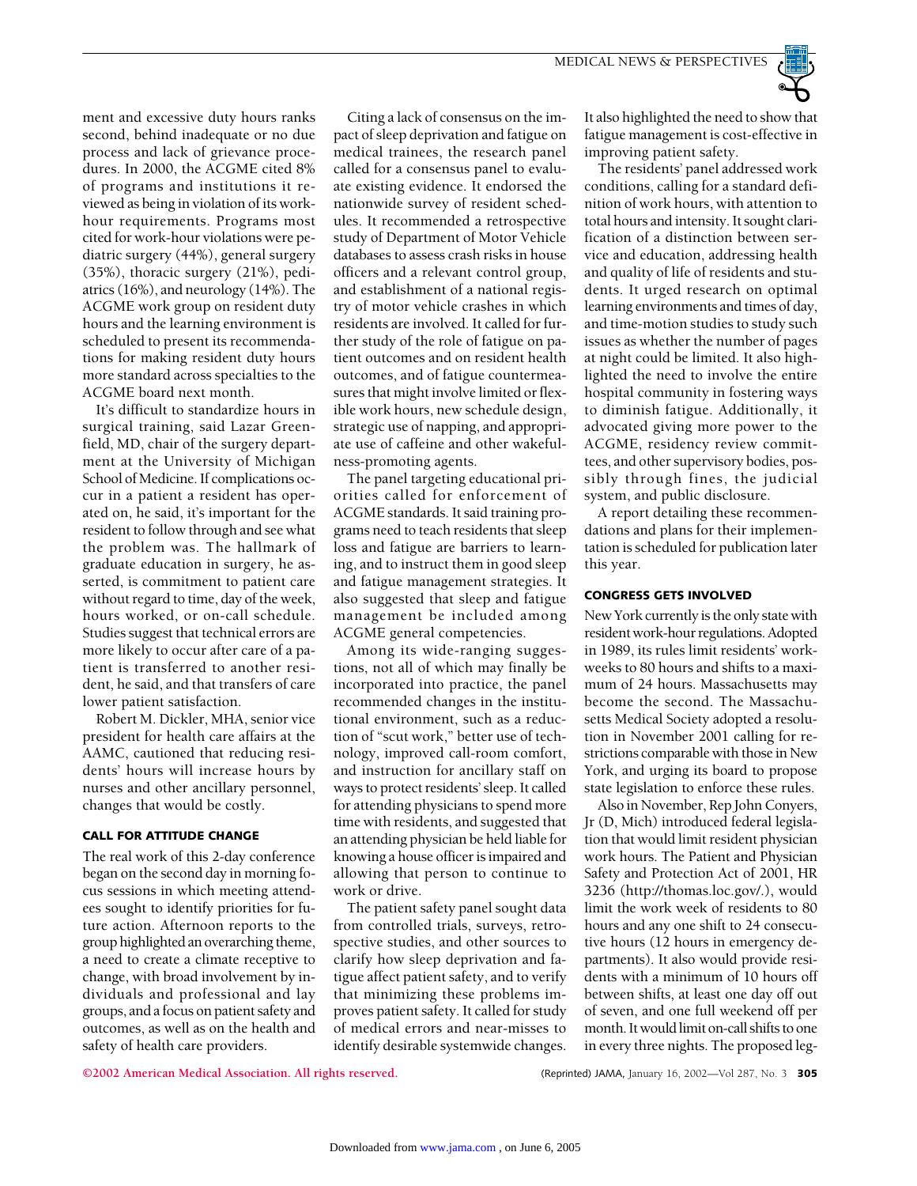ment and excessive duty hours ranks second, behind inadequate or no due process and lack of grievance procedures. In 2000, the ACGME cited 8% of programs and institutions it reviewed as being in violation of its work-hour requirements. Programs most cited for work-hour violations were pediatric surgery (44%), general surgery (35%), thoracic surgery (21%), pediatrics (16%), and neurology (14%). The ACGME work group on resident duty hours and the learning environment is scheduled to present its recommendations for making resident duty hours more standard across specialties to the ACGME board next month.

It's difficult to standardize hours in surgical training, said Lazar Greenfield, MD, chair of the surgery department at the University of Michigan School of Medicine. If complications occur in a patient a resident has operated on, he said, it's important for the resident to follow through and see what the problem was. The hallmark of graduate education in surgery, he asserted, is commitment to patient care without regard to time, day of the week, hours worked, or on-call schedule. Studies suggest that technical errors are more likely to occur after care of a patient is transferred to another resident, he said, and that transfers of care lower patient satisfaction.

Robert M. Dickler, MHA, senior vice president for health care affairs at the AAMC, cautioned that reducing residents' hours will increase hours by nurses and other ancillary personnel, changes that would be costly.

#### CALL FOR ATTITUDE CHANGE

The real work of this 2-day conference began on the second day in morning focus sessions in which meeting attendees sought to identify priorities for future action. Afternoon reports to the group highlighted an overarching theme, a need to create a climate receptive to change, with broad involvement by individuals and professional and lay groups, and a focus on patient safety and outcomes, as well as on the health and safety of health care providers.

Citing a lack of consensus on the impact of sleep deprivation and fatigue on medical trainees, the research panel called for a consensus panel to evaluate existing evidence. It endorsed the nationwide survey of resident schedules. It recommended a retrospective study of Department of Motor Vehicle databases to assess crash risks in house officers and a relevant control group, and establishment of a national registry of motor vehicle crashes in which residents are involved. It called for further study of the role of fatigue on patient outcomes and on resident health outcomes, and of fatigue countermeasures that might involve limited or flexible work hours, new schedule design, strategic use of napping, and appropriate use of caffeine and other wakefulness-promoting agents.

The panel targeting educational priorities called for enforcement of ACGME standards. It said training programs need to teach residents that sleep loss and fatigue are barriers to learning, and to instruct them in good sleep and fatigue management strategies. It also suggested that sleep and fatigue management be included among ACGME general competencies.

Among its wide-ranging suggestions, not all of which may finally be incorporated into practice, the panel recommended changes in the institutional environment, such as a reduction of "scut work," better use of technology, improved call-room comfort, and instruction for ancillary staff on ways to protect residents' sleep. It called for attending physicians to spend more time with residents, and suggested that an attending physician be held liable for knowing a house officer is impaired and allowing that person to continue to work or drive.

The patient safety panel sought data from controlled trials, surveys, retrospective studies, and other sources to clarify how sleep deprivation and fatigue affect patient safety, and to verify that minimizing these problems improves patient safety. It called for study of medical errors and near-misses to identify desirable systemwide changes. It also highlighted the need to show that fatigue management is cost-effective in improving patient safety.

The residents' panel addressed work conditions, calling for a standard definition of work hours, with attention to total hours and intensity. It sought clarification of a distinction between service and education, addressing health and quality of life of residents and students. It urged research on optimal learning environments and times of day, and time-motion studies to study such issues as whether the number of pages at night could be limited. It also highlighted the need to involve the entire hospital community in fostering ways to diminish fatigue. Additionally, it advocated giving more power to the ACGME, residency review committees, and other supervisory bodies, possibly through fines, the judicial system, and public disclosure.

A report detailing these recommendations and plans for their implementation is scheduled for publication later this year.

#### CONGRESS GETS INVOLVED

New York currently is the only state with resident work-hour regulations. Adopted in 1989, its rules limit residents' workweeks to 80 hours and shifts to a maximum of 24 hours. Massachusetts may become the second. The Massachusetts Medical Society adopted a resolution in November 2001 calling for restrictions comparable with those in New York, and urging its board to propose state legislation to enforce these rules.

Also in November, Rep John Conyers, Jr (D, Mich) introduced federal legislation that would limit resident physician work hours. The Patient and Physician Safety and Protection Act of 2001, HR 3236 (http://thomas.loc.gov/.), would limit the work week of residents to 80 hours and any one shift to 24 consecutive hours (12 hours in emergency departments). It also would provide residents with a minimum of 10 hours off between shifts, at least one day off out of seven, and one full weekend off per month. It would limit on-call shifts to one in every three nights. The proposed leg-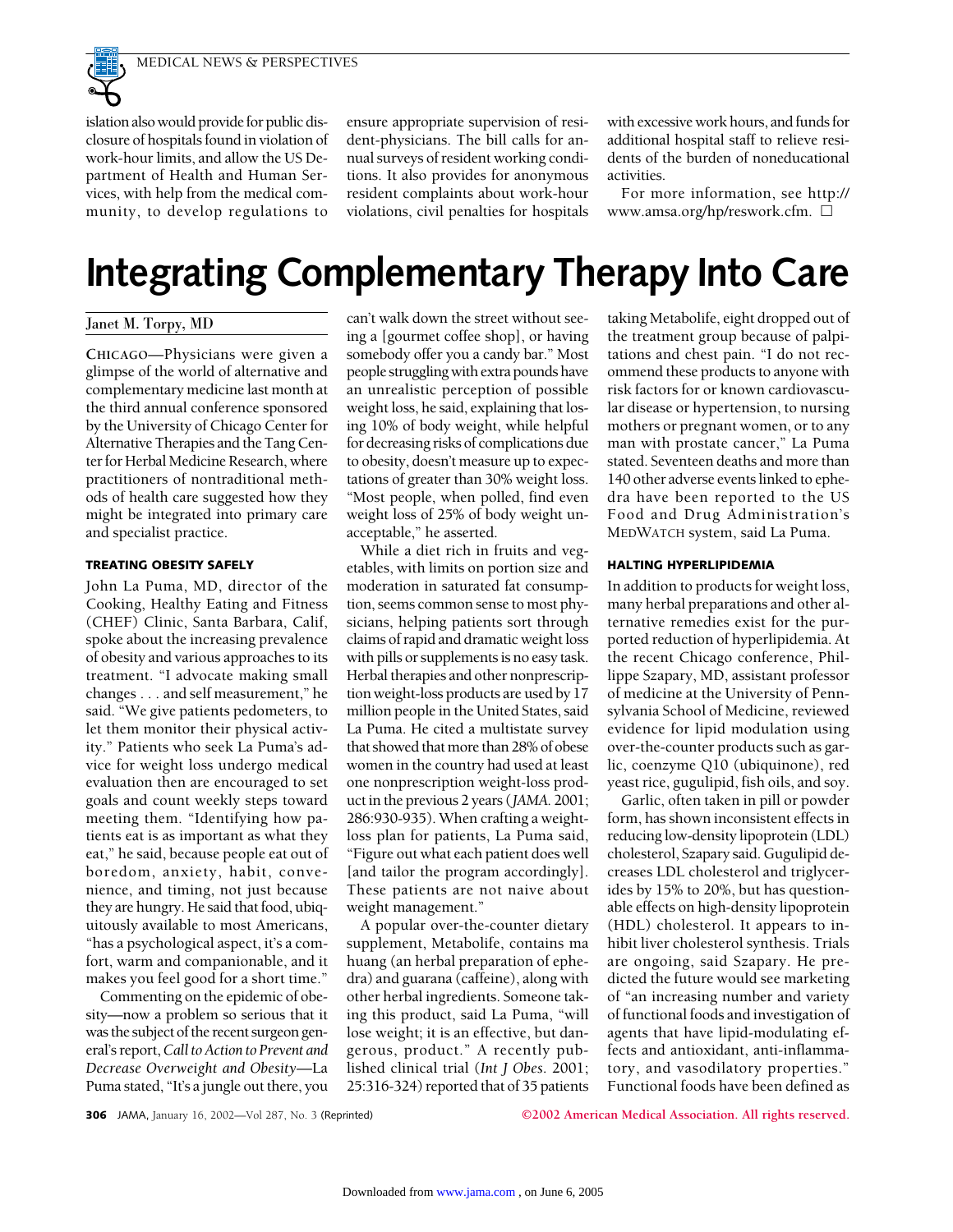islation also would provide for public disclosure of hospitals found in violation of work-hour limits, and allow the US Department of Health and Human Services, with help from the medical community, to develop regulations to ensure appropriate supervision of resident-physicians. The bill calls for annual surveys of resident working conditions. It also provides for anonymous resident complaints about work-hour violations, civil penalties for hospitals with excessive work hours, and funds for additional hospital staff to relieve residents of the burden of noneducational activities.

For more information, see http://www.amsa.org/hp/reswork.cfm. □

# Integrating Complementary Therapy Into Care

Janet M. Torpy, MD

CHICAGO—Physicians were given a glimpse of the world of alternative and complementary medicine last month at the third annual conference sponsored by the University of Chicago Center for Alternative Therapies and the Tang Center for Herbal Medicine Research, where practitioners of nontraditional methods of health care suggested how they might be integrated into primary care and specialist practice.

## TREATING OBESITY SAFELY

John La Puma, MD, director of the Cooking, Healthy Eating and Fitness (CHEF) Clinic, Santa Barbara, Calif, spoke about the increasing prevalence of obesity and various approaches to its treatment. "I advocate making small changes . . . and self measurement," he said. "We give patients pedometers, to let them monitor their physical activity." Patients who seek La Puma's advice for weight loss undergo medical evaluation then are encouraged to set goals and count weekly steps toward meeting them. "Identifying how patients eat is as important as what they eat," he said, because people eat out of boredom, anxiety, habit, convenience, and timing, not just because they are hungry. He said that food, ubiquitously available to most Americans, "has a psychological aspect, it's a comfort, warm and companionable, and it makes you feel good for a short time."

Commenting on the epidemic of obesity—now a problem so serious that it was the subject of the recent surgeon general's report, *Call to Action to Prevent and Decrease Overweight and Obesity*—La Puma stated, "It's a jungle out there, you can't walk down the street without seeing a [gourmet coffee shop], or having somebody offer you a candy bar." Most people struggling with extra pounds have an unrealistic perception of possible weight loss, he said, explaining that losing 10% of body weight, while helpful for decreasing risks of complications due to obesity, doesn't measure up to expectations of greater than 30% weight loss. "Most people, when polled, find even weight loss of 25% of body weight unacceptable," he asserted.

While a diet rich in fruits and vegetables, with limits on portion size and moderation in saturated fat consumption, seems common sense to most physicians, helping patients sort through claims of rapid and dramatic weight loss with pills or supplements is no easy task. Herbal therapies and other nonprescription weight-loss products are used by 17 million people in the United States, said La Puma. He cited a multistate survey that showed that more than 28% of obese women in the country had used at least one nonprescription weight-loss product in the previous 2 years (*JAMA*. 2001;286:930-935). When crafting a weight-loss plan for patients, La Puma said, "Figure out what each patient does well [and tailor the program accordingly]. These patients are not naive about weight management."

A popular over-the-counter dietary supplement, Metabolife, contains ma huang (an herbal preparation of ephedra) and guarana (caffeine), along with other herbal ingredients. Someone taking this product, said La Puma, "will lose weight; it is an effective, but dangerous, product." A recently published clinical trial (*Int J Obes*. 2001;25:316-324) reported that of 35 patients taking Metabolife, eight dropped out of the treatment group because of palpitations and chest pain. "I do not recommend these products to anyone with risk factors for or known cardiovascular disease or hypertension, to nursing mothers or pregnant women, or to any man with prostate cancer," La Puma stated. Seventeen deaths and more than 140 other adverse events linked to ephedra have been reported to the US Food and Drug Administration's MEDWATCH system, said La Puma.

## HALTING HYPERLIPIDEMIA

In addition to products for weight loss, many herbal preparations and other alternative remedies exist for the purported reduction of hyperlipidemia. At the recent Chicago conference, Phillippe Szapary, MD, assistant professor of medicine at the University of Pennsylvania School of Medicine, reviewed evidence for lipid modulation using over-the-counter products such as garlic, coenzyme Q10 (ubiquinone), red yeast rice, gugulipid, fish oils, and soy.

Garlic, often taken in pill or powder form, has shown inconsistent effects in reducing low-density lipoprotein (LDL) cholesterol, Szapary said. Gugulipid decreases LDL cholesterol and triglycerides by 15% to 20%, but has questionable effects on high-density lipoprotein (HDL) cholesterol. It appears to inhibit liver cholesterol synthesis. Trials are ongoing, said Szapary. He predicted the future would see marketing of "an increasing number and variety of functional foods and investigation of agents that have lipid-modulating effects and antioxidant, anti-inflammatory, and vasodilatory properties." Functional foods have been defined as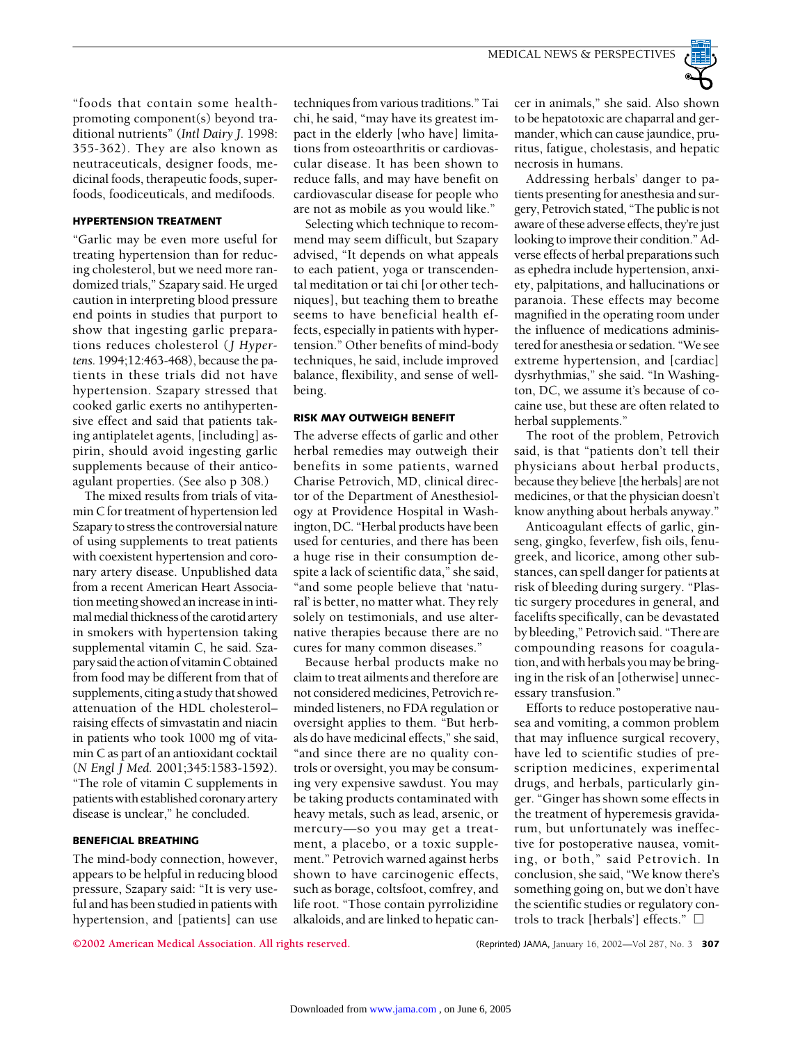"foods that contain some health-promoting component(s) beyond traditional nutrients" (*Intl Dairy J.* 1998: 355-362). They are also known as neutraceuticals, designer foods, medicinal foods, therapeutic foods, superfoods, foodiceuticals, and medifoods.

#### HYPERTENSION TREATMENT

"Garlic may be even more useful for treating hypertension than for reducing cholesterol, but we need more randomized trials," Szapary said. He urged caution in interpreting blood pressure end points in studies that purport to show that ingesting garlic preparations reduces cholesterol (*J Hypertens.* 1994;12:463-468), because the patients in these trials did not have hypertension. Szapary stressed that cooked garlic exerts no antihypertensive effect and said that patients taking antiplatelet agents, [including] aspirin, should avoid ingesting garlic supplements because of their anticoagulant properties. (See also p 308.)

The mixed results from trials of vitamin C for treatment of hypertension led Szapary to stress the controversial nature of using supplements to treat patients with coexistent hypertension and coronary artery disease. Unpublished data from a recent American Heart Association meeting showed an increase in intimal medial thickness of the carotid artery in smokers with hypertension taking supplemental vitamin C, he said. Szapary said the action of vitamin C obtained from food may be different from that of supplements, citing a study that showed attenuation of the HDL cholesterol–raising effects of simvastatin and niacin in patients who took 1000 mg of vitamin C as part of an antioxidant cocktail (*N Engl J Med.* 2001;345:1583-1592). "The role of vitamin C supplements in patients with established coronary artery disease is unclear," he concluded.

#### BENEFICIAL BREATHING

The mind-body connection, however, appears to be helpful in reducing blood pressure, Szapary said: "It is very useful and has been studied in patients with hypertension, and [patients] can use techniques from various traditions." Tai chi, he said, "may have its greatest impact in the elderly [who have] limitations from osteoarthritis or cardiovascular disease. It has been shown to reduce falls, and may have benefit on cardiovascular disease for people who are not as mobile as you would like."

Selecting which technique to recommend may seem difficult, but Szapary advised, "It depends on what appeals to each patient, yoga or transcendental meditation or tai chi [or other techniques], but teaching them to breathe seems to have beneficial health effects, especially in patients with hypertension." Other benefits of mind-body techniques, he said, include improved balance, flexibility, and sense of well-being.

#### RISK MAY OUTWEIGH BENEFIT

The adverse effects of garlic and other herbal remedies may outweigh their benefits in some patients, warned Charise Petrovich, MD, clinical director of the Department of Anesthesiology at Providence Hospital in Washington, DC. "Herbal products have been used for centuries, and there has been a huge rise in their consumption despite a lack of scientific data," she said, "and some people believe that 'natural' is better, no matter what. They rely solely on testimonials, and use alternative therapies because there are no cures for many common diseases."

Because herbal products make no claim to treat ailments and therefore are not considered medicines, Petrovich reminded listeners, no FDA regulation or oversight applies to them. "But herbals do have medicinal effects," she said, "and since there are no quality controls or oversight, you may be consuming very expensive sawdust. You may be taking products contaminated with heavy metals, such as lead, arsenic, or mercury—so you may get a treatment, a placebo, or a toxic supplement." Petrovich warned against herbs shown to have carcinogenic effects, such as borage, coltsfoot, comfrey, and life root. "Those contain pyrrolizidine alkaloids, and are linked to hepatic cancer in animals," she said. Also shown to be hepatotoxic are chaparral and germander, which can cause jaundice, pruritus, fatigue, cholestasis, and hepatic necrosis in humans.

Addressing herbals' danger to patients presenting for anesthesia and surgery, Petrovich stated, "The public is not aware of these adverse effects, they're just looking to improve their condition." Adverse effects of herbal preparations such as ephedra include hypertension, anxiety, palpitations, and hallucinations or paranoia. These effects may become magnified in the operating room under the influence of medications administered for anesthesia or sedation. "We see extreme hypertension, and [cardiac] dysrhythmias," she said. "In Washington, DC, we assume it's because of cocaine use, but these are often related to herbal supplements."

The root of the problem, Petrovich said, is that "patients don't tell their physicians about herbal products, because they believe [the herbals] are not medicines, or that the physician doesn't know anything about herbals anyway."

Anticoagulant effects of garlic, ginseng, gingko, feverfew, fish oils, fenugreek, and licorice, among other substances, can spell danger for patients at risk of bleeding during surgery. "Plastic surgery procedures in general, and facelifts specifically, can be devastated by bleeding," Petrovich said. "There are compounding reasons for coagulation, and with herbals you may be bringing in the risk of an [otherwise] unnecessary transfusion."

Efforts to reduce postoperative nausea and vomiting, a common problem that may influence surgical recovery, have led to scientific studies of prescription medicines, experimental drugs, and herbals, particularly ginger. "Ginger has shown some effects in the treatment of hyperemesis gravidarum, but unfortunately was ineffective for postoperative nausea, vomiting, or both," said Petrovich. In conclusion, she said, "We know there's something going on, but we don't have the scientific studies or regulatory controls to track [herbals'] effects." □